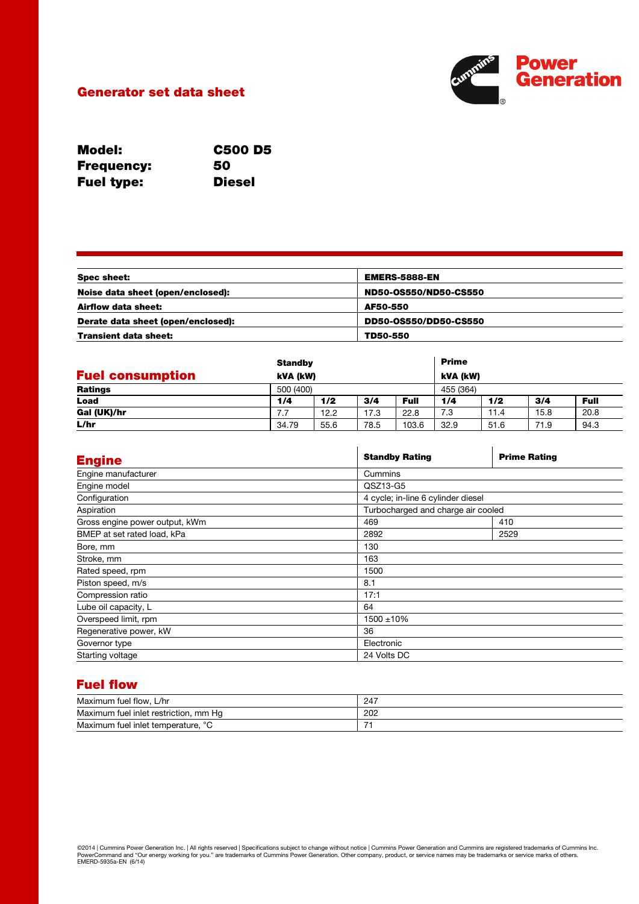# Generator set data sheet

**Model:** C500 D5
**Frequency:** 50
**Fuel type:** Diesel

| | |
|---|---|
| **Spec sheet:** | **EMERS-5888-EN** |
| **Noise data sheet (open/enclosed):** | **ND50-OS550/ND50-CS550** |
| **Airflow data sheet:** | **AF50-550** |
| **Derate data sheet (open/enclosed):** | **DD50-OS550/DD50-CS550** |
| **Transient data sheet:** | **TD50-550** |

## Fuel consumption

| | **Standby kVA (kW)** | | | | **Prime kVA (kW)** | | | |
|---|---|---|---|---|---|---|---|---|
| **Ratings** | 500 (400) | | | | 455 (364) | | | |
| **Load** | **1/4** | **1/2** | **3/4** | **Full** | **1/4** | **1/2** | **3/4** | **Full** |
| **Gal (UK)/hr** | 7.7 | 12.2 | 17.3 | 22.8 | 7.3 | 11.4 | 15.8 | 20.8 |
| **L/hr** | 34.79 | 55.6 | 78.5 | 103.6 | 32.9 | 51.6 | 71.9 | 94.3 |

## Engine

| | **Standby Rating** | **Prime Rating** |
|---|---|---|
| Engine manufacturer | Cummins | |
| Engine model | QSZ13-G5 | |
| Configuration | 4 cycle; in-line 6 cylinder diesel | |
| Aspiration | Turbocharged and charge air cooled | |
| Gross engine power output, kWm | 469 | 410 |
| BMEP at set rated load, kPa | 2892 | 2529 |
| Bore, mm | 130 | |
| Stroke, mm | 163 | |
| Rated speed, rpm | 1500 | |
| Piston speed, m/s | 8.1 | |
| Compression ratio | 17:1 | |
| Lube oil capacity, L | 64 | |
| Overspeed limit, rpm | 1500 ±10% | |
| Regenerative power, kW | 36 | |
| Governor type | Electronic | |
| Starting voltage | 24 Volts DC | |

## Fuel flow

| | |
|---|---|
| Maximum fuel flow, L/hr | 247 |
| Maximum fuel inlet restriction, mm Hg | 202 |
| Maximum fuel inlet temperature, °C | 71 |

©2014 | Cummins Power Generation Inc. | All rights reserved | Specifications subject to change without notice | Cummins Power Generation and Cummins are registered trademarks of Cummins Inc. PowerCommand and "Our energy working for you." are trademarks of Cummins Power Generation. Other company, product, or service names may be trademarks or service marks of others.
EMERD-5935a-EN (6/14)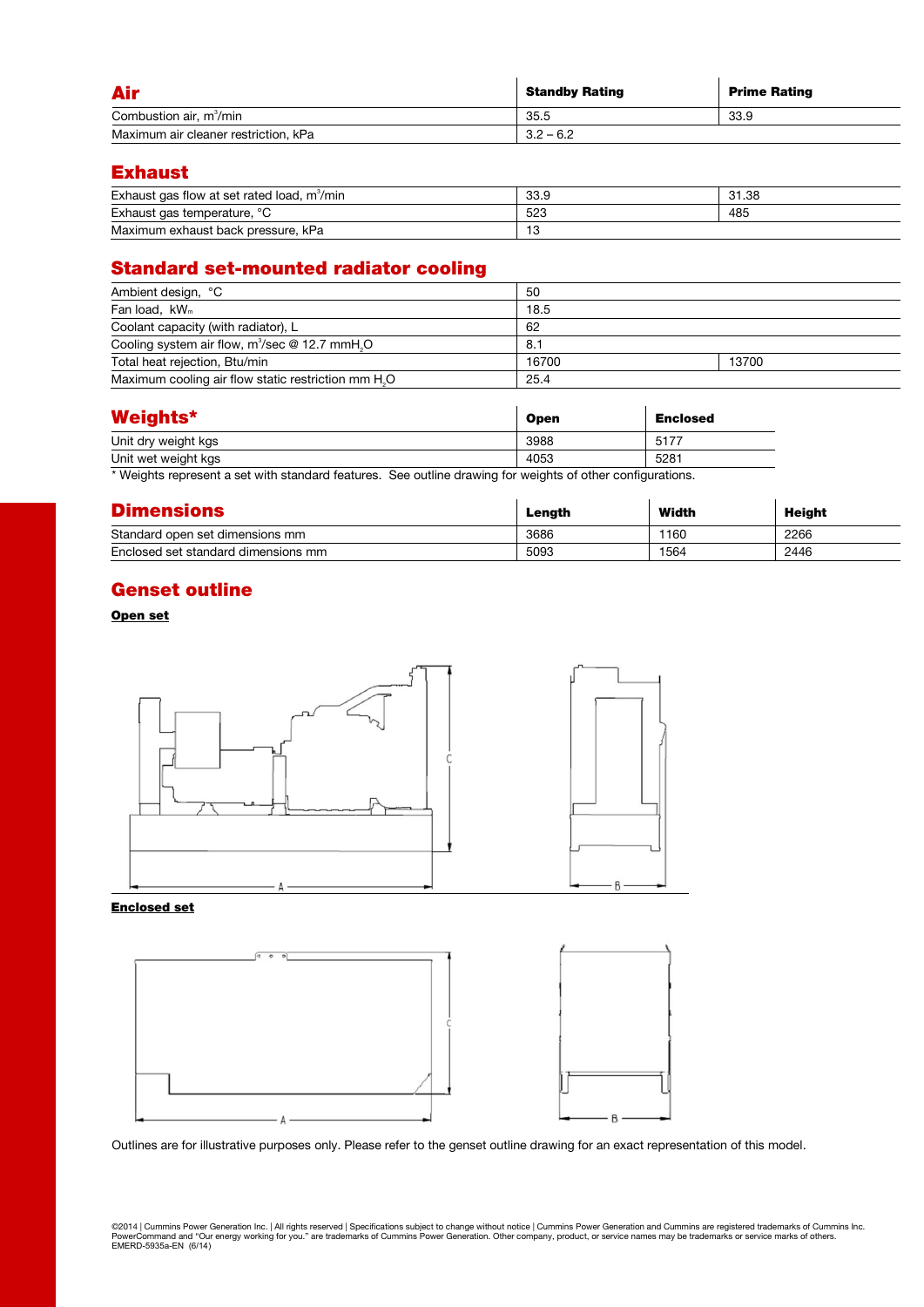## Air

| Air | Standby Rating | Prime Rating |
|---|---|---|
| Combustion air, $m^3$/min | 35.5 | 33.9 |
| Maximum air cleaner restriction, kPa | 3.2 – 6.2 | |

## Exhaust

| | | |
|---|---|---|
| Exhaust gas flow at set rated load, $m^3$/min | 33.9 | 31.38 |
| Exhaust gas temperature, °C | 523 | 485 |
| Maximum exhaust back pressure, kPa | 13 | |

## Standard set-mounted radiator cooling

| | | |
|---|---|---|
| Ambient design, °C | 50 | |
| Fan load, $kW_m$ | 18.5 | |
| Coolant capacity (with radiator), L | 62 | |
| Cooling system air flow, $m^3$/sec @ 12.7 mm$H_2O$ | 8.1 | |
| Total heat rejection, Btu/min | 16700 | 13700 |
| Maximum cooling air flow static restriction mm $H_2O$ | 25.4 | |

## Weights*

| Weights* | Open | Enclosed |
|---|---|---|
| Unit dry weight kgs | 3988 | 5177 |
| Unit wet weight kgs | 4053 | 5281 |

* Weights represent a set with standard features. See outline drawing for weights of other configurations.

## Dimensions

| Dimensions | Length | Width | Height |
|---|---|---|---|
| Standard open set dimensions mm | 3686 | 1160 | 2266 |
| Enclosed set standard dimensions mm | 5093 | 1564 | 2446 |

## Genset outline

**Open set**

**Enclosed set**

Outlines are for illustrative purposes only. Please refer to the genset outline drawing for an exact representation of this model.

©2014 | Cummins Power Generation Inc. | All rights reserved | Specifications subject to change without notice | Cummins Power Generation and Cummins are registered trademarks of Cummins Inc. PowerCommand and "Our energy working for you." are trademarks of Cummins Power Generation. Other company, product, or service names may be trademarks or service marks of others.
EMERD-5935a-EN (6/14)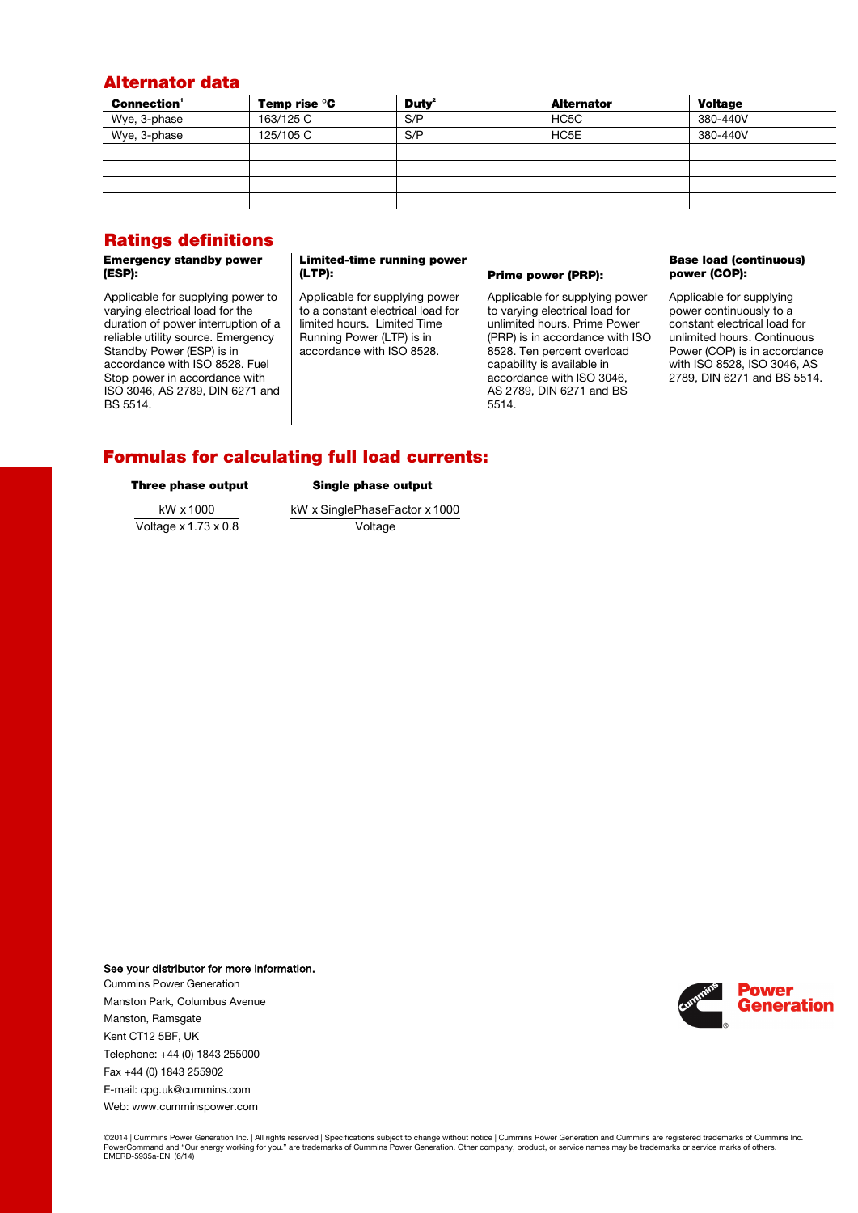## Alternator data

| Connection[1] | Temp rise °C | Duty[2] | Alternator | Voltage |
|---|---|---|---|---|
| Wye, 3-phase | 163/125 C | S/P | HC5C | 380-440V |
| Wye, 3-phase | 125/105 C | S/P | HC5E | 380-440V |
| | | | | |
| | | | | |
| | | | | |
| | | | | |

## Ratings definitions

| Emergency standby power (ESP): | Limited-time running power (LTP): | Prime power (PRP): | Base load (continuous) power (COP): |
|---|---|---|---|
| Applicable for supplying power to varying electrical load for the duration of power interruption of a reliable utility source. Emergency Standby Power (ESP) is in accordance with ISO 8528. Fuel Stop power in accordance with ISO 3046, AS 2789, DIN 6271 and BS 5514. | Applicable for supplying power to a constant electrical load for limited hours. Limited Time Running Power (LTP) is in accordance with ISO 8528. | Applicable for supplying power to varying electrical load for unlimited hours. Prime Power (PRP) is in accordance with ISO 8528. Ten percent overload capability is available in accordance with ISO 3046, AS 2789, DIN 6271 and BS 5514. | Applicable for supplying power continuously to a constant electrical load for unlimited hours. Continuous Power (COP) is in accordance with ISO 8528, ISO 3046, AS 2789, DIN 6271 and BS 5514. |

## Formulas for calculating full load currents:

**Three phase output**

$$\frac{\text{kW} \times 1000}{\text{Voltage} \times 1.73 \times 0.8}$$

**Single phase output**

$$\frac{\text{kW} \times \text{SinglePhaseFactor} \times 1000}{\text{Voltage}}$$

**See your distributor for more information.**

Cummins Power Generation
Manston Park, Columbus Avenue
Manston, Ramsgate
Kent CT12 5BF, UK
Telephone: +44 (0) 1843 255000
Fax +44 (0) 1843 255902
E-mail: cpg.uk@cummins.com
Web: www.cumminspower.com

Cummins Power Generation

©2014 | Cummins Power Generation Inc. | All rights reserved | Specifications subject to change without notice | Cummins Power Generation and Cummins are registered trademarks of Cummins Inc. PowerCommand and "Our energy working for you." are trademarks of Cummins Power Generation. Other company, product, or service names may be trademarks or service marks of others.
EMERD-5935a-EN (6/14)